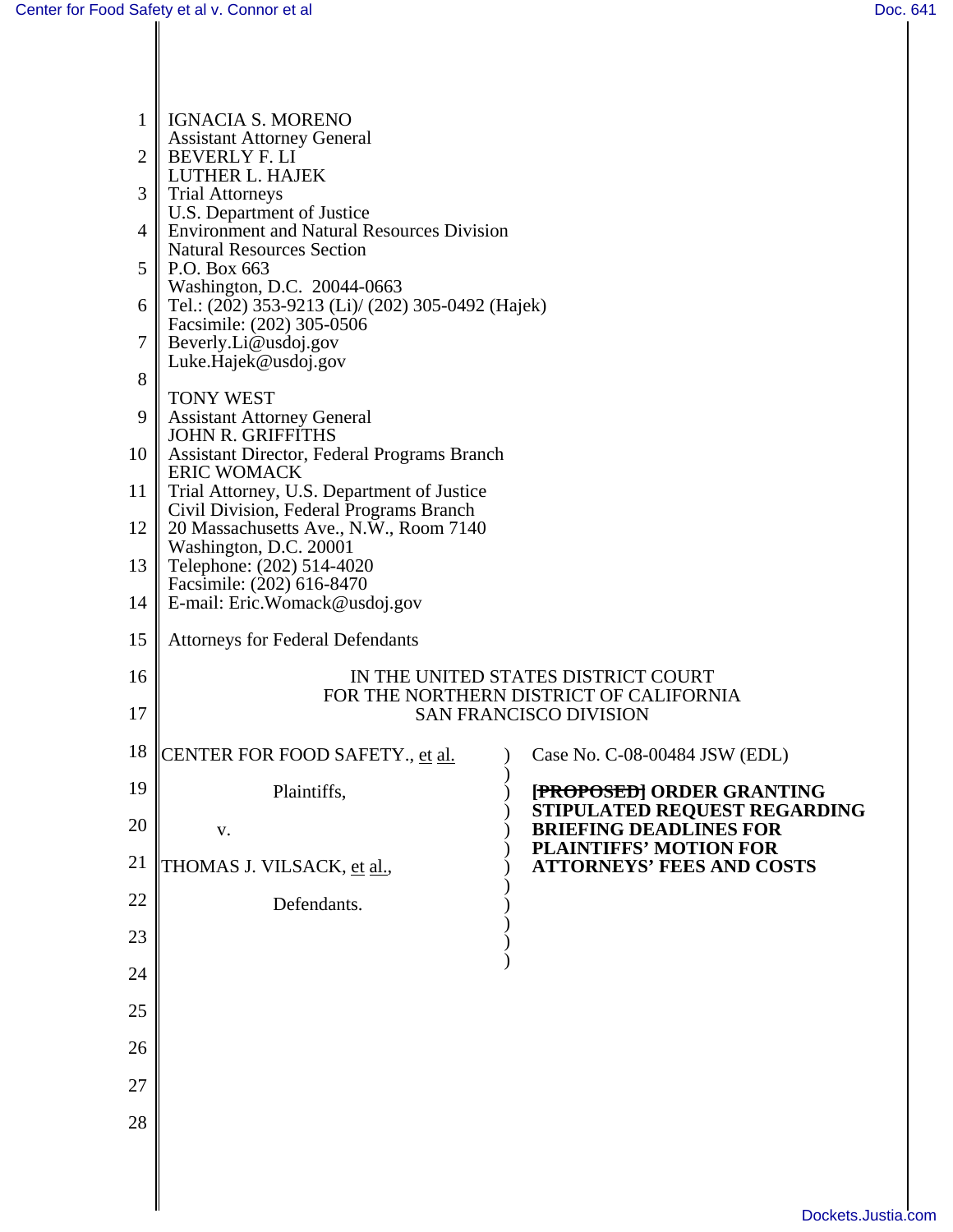IGNACIA S. MORENO
Assistant Attorney General
BEVERLY F. LI
LUTHER L. HAJEK
Trial Attorneys
U.S. Department of Justice
Environment and Natural Resources Division
Natural Resources Section
P.O. Box 663
Washington, D.C. 20044-0663
Tel.: (202) 353-9213 (Li)/ (202) 305-0492 (Hajek)
Facsimile: (202) 305-0506
Beverly.Li@usdoj.gov
Luke.Hajek@usdoj.gov

TONY WEST
Assistant Attorney General
JOHN R. GRIFFITHS
Assistant Director, Federal Programs Branch
ERIC WOMACK
Trial Attorney, U.S. Department of Justice
Civil Division, Federal Programs Branch
20 Massachusetts Ave., N.W., Room 7140
Washington, D.C. 20001
Telephone: (202) 514-4020
Facsimile: (202) 616-8470
E-mail: Eric.Womack@usdoj.gov

Attorneys for Federal Defendants

IN THE UNITED STATES DISTRICT COURT
FOR THE NORTHERN DISTRICT OF CALIFORNIA
SAN FRANCISCO DIVISION

| | |
|---|---|
| CENTER FOR FOOD SAFETY., et al.<br><br>Plaintiffs,<br><br>v.<br><br>THOMAS J. VILSACK, et al.,<br><br>Defendants. | Case No. C-08-00484 JSW (EDL)<br><br>**~~[PROPOSED]~~ ORDER GRANTING STIPULATED REQUEST REGARDING BRIEFING DEADLINES FOR PLAINTIFFS' MOTION FOR ATTORNEYS' FEES AND COSTS** |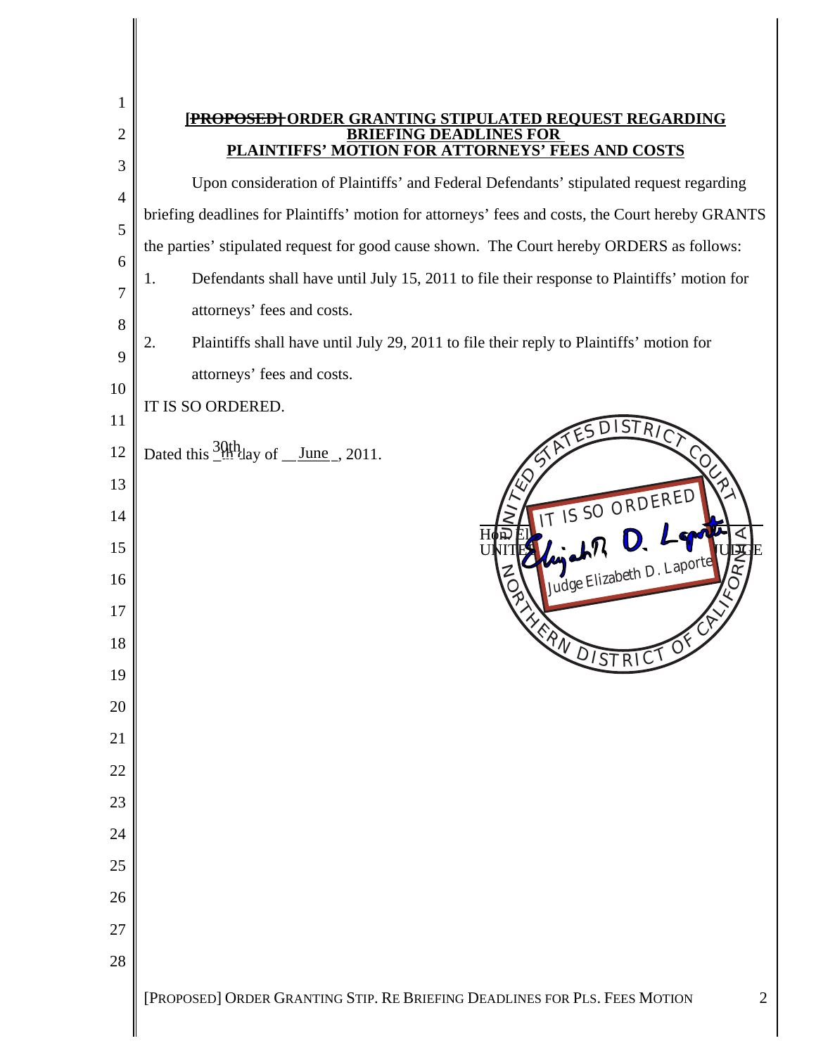**~~[PROPOSED]~~ ORDER GRANTING STIPULATED REQUEST REGARDING BRIEFING DEADLINES FOR PLAINTIFFS' MOTION FOR ATTORNEYS' FEES AND COSTS**

Upon consideration of Plaintiffs' and Federal Defendants' stipulated request regarding briefing deadlines for Plaintiffs' motion for attorneys' fees and costs, the Court hereby GRANTS the parties' stipulated request for good cause shown. The Court hereby ORDERS as follows:

1. Defendants shall have until July 15, 2011 to file their response to Plaintiffs' motion for attorneys' fees and costs.
2. Plaintiffs shall have until July 29, 2011 to file their reply to Plaintiffs' motion for attorneys' fees and costs.

IT IS SO ORDERED.

Dated this 30th day of June, 2011.

UNITED STATES DISTRICT COURT
IT IS SO ORDERED
Judge Elizabeth D. Laporte
NORTHERN DISTRICT OF CALIFORNIA

Hon. Elizabeth D. Laporte
UNITED STATES MAGISTRATE JUDGE